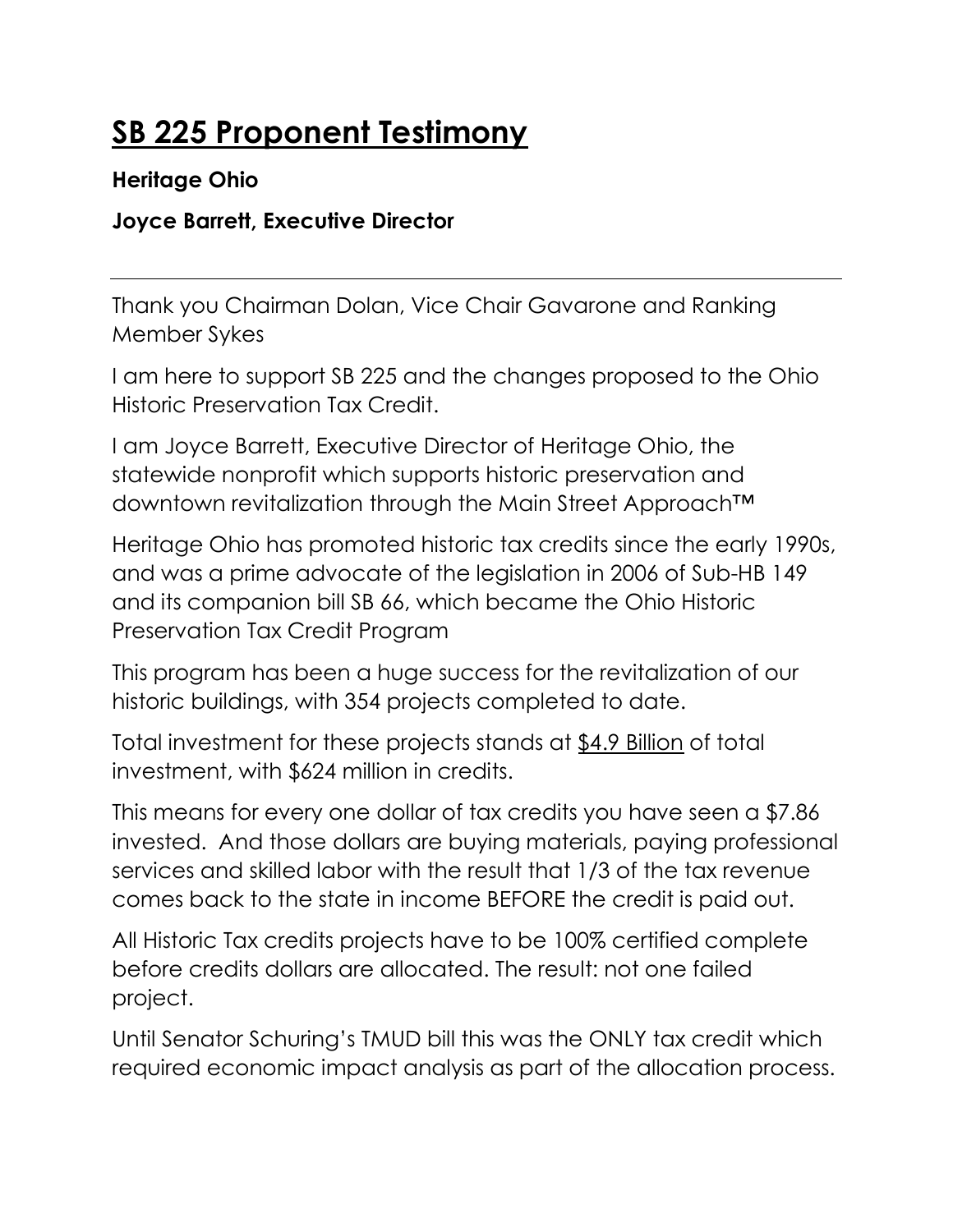# SB 225 Proponent Testimony

**Heritage Ohio**

**Joyce Barrett, Executive Director**

---

Thank you Chairman Dolan, Vice Chair Gavarone and Ranking Member Sykes

I am here to support SB 225 and the changes proposed to the Ohio Historic Preservation Tax Credit.

I am Joyce Barrett, Executive Director of Heritage Ohio, the statewide nonprofit which supports historic preservation and downtown revitalization through the Main Street Approach™

Heritage Ohio has promoted historic tax credits since the early 1990s, and was a prime advocate of the legislation in 2006 of Sub-HB 149 and its companion bill SB 66, which became the Ohio Historic Preservation Tax Credit Program

This program has been a huge success for the revitalization of our historic buildings, with 354 projects completed to date.

Total investment for these projects stands at $4.9 Billion of total investment, with $624 million in credits.

This means for every one dollar of tax credits you have seen a $7.86 invested. And those dollars are buying materials, paying professional services and skilled labor with the result that 1/3 of the tax revenue comes back to the state in income BEFORE the credit is paid out.

All Historic Tax credits projects have to be 100% certified complete before credits dollars are allocated. The result: not one failed project.

Until Senator Schuring's TMUD bill this was the ONLY tax credit which required economic impact analysis as part of the allocation process.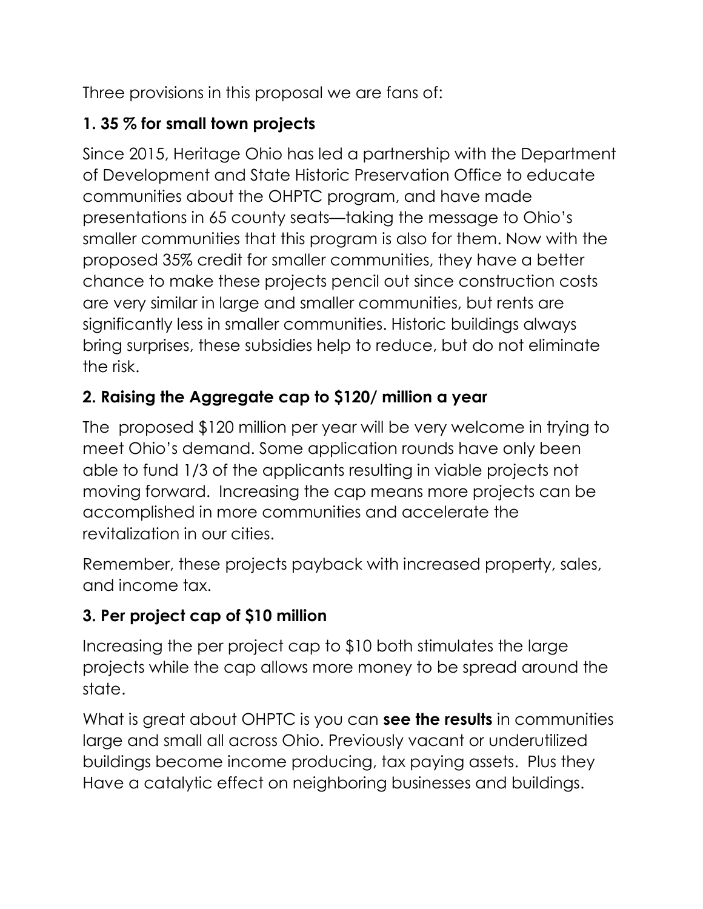Three provisions in this proposal we are fans of:

### 1. 35 % for small town projects

Since 2015, Heritage Ohio has led a partnership with the Department of Development and State Historic Preservation Office to educate communities about the OHPTC program, and have made presentations in 65 county seats—taking the message to Ohio's smaller communities that this program is also for them. Now with the proposed 35% credit for smaller communities, they have a better chance to make these projects pencil out since construction costs are very similar in large and smaller communities, but rents are significantly less in smaller communities. Historic buildings always bring surprises, these subsidies help to reduce, but do not eliminate the risk.

### 2. Raising the Aggregate cap to $120/ million a year

The proposed $120 million per year will be very welcome in trying to meet Ohio's demand. Some application rounds have only been able to fund 1/3 of the applicants resulting in viable projects not moving forward. Increasing the cap means more projects can be accomplished in more communities and accelerate the revitalization in our cities.

Remember, these projects payback with increased property, sales, and income tax.

### 3. Per project cap of $10 million

Increasing the per project cap to $10 both stimulates the large projects while the cap allows more money to be spread around the state.

What is great about OHPTC is you can **see the results** in communities large and small all across Ohio. Previously vacant or underutilized buildings become income producing, tax paying assets. Plus they Have a catalytic effect on neighboring businesses and buildings.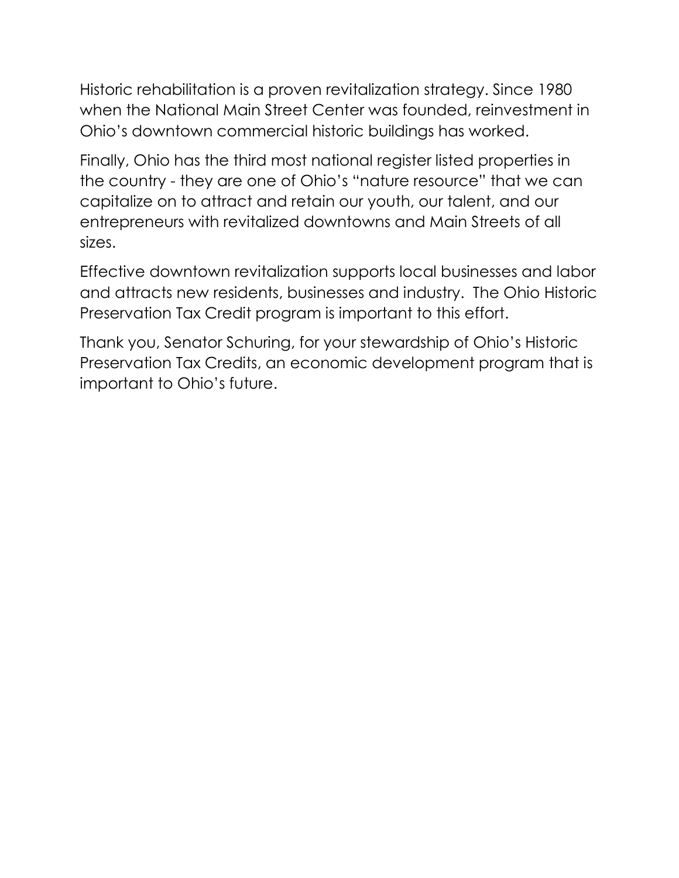Historic rehabilitation is a proven revitalization strategy. Since 1980 when the National Main Street Center was founded, reinvestment in Ohio's downtown commercial historic buildings has worked.

Finally, Ohio has the third most national register listed properties in the country - they are one of Ohio's "nature resource" that we can capitalize on to attract and retain our youth, our talent, and our entrepreneurs with revitalized downtowns and Main Streets of all sizes.

Effective downtown revitalization supports local businesses and labor and attracts new residents, businesses and industry. The Ohio Historic Preservation Tax Credit program is important to this effort.

Thank you, Senator Schuring, for your stewardship of Ohio's Historic Preservation Tax Credits, an economic development program that is important to Ohio's future.